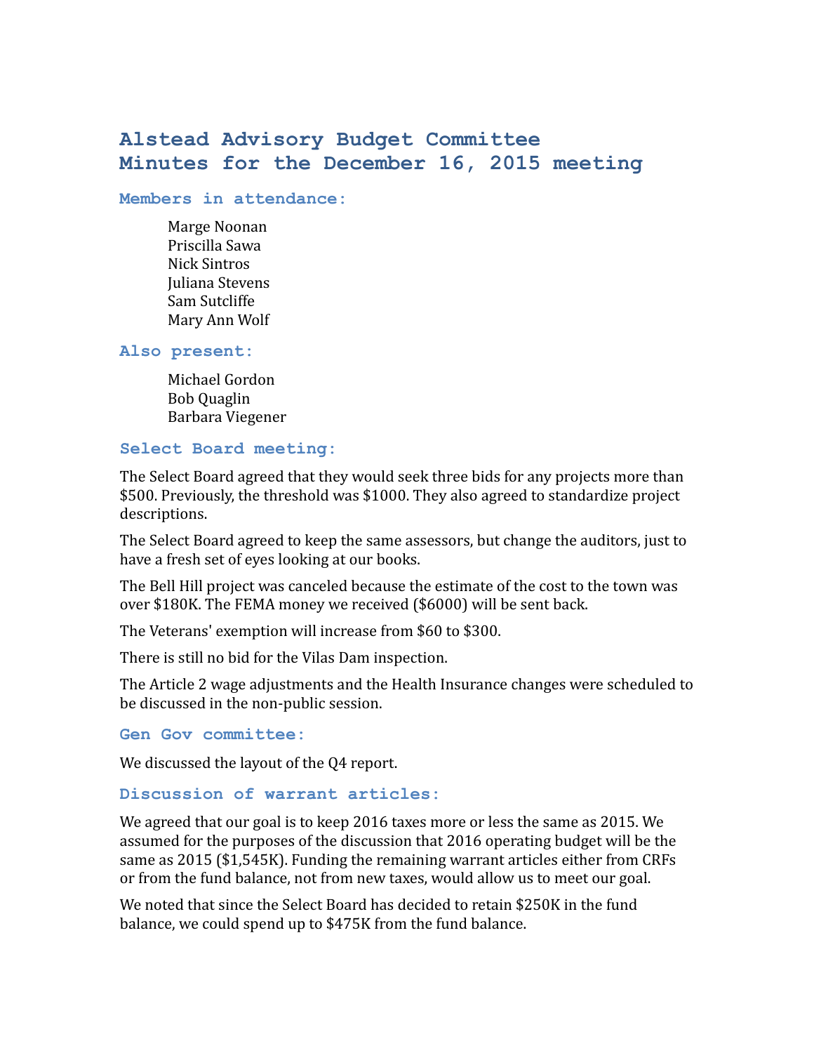# Alstead Advisory Budget Committee
# Minutes for the December 16, 2015 meeting

### Members in attendance:

Marge Noonan
Priscilla Sawa
Nick Sintros
Juliana Stevens
Sam Sutcliffe
Mary Ann Wolf

### Also present:

Michael Gordon
Bob Quaglin
Barbara Viegener

### Select Board meeting:

The Select Board agreed that they would seek three bids for any projects more than $500. Previously, the threshold was $1000. They also agreed to standardize project descriptions.

The Select Board agreed to keep the same assessors, but change the auditors, just to have a fresh set of eyes looking at our books.

The Bell Hill project was canceled because the estimate of the cost to the town was over $180K. The FEMA money we received ($6000) will be sent back.

The Veterans' exemption will increase from $60 to $300.

There is still no bid for the Vilas Dam inspection.

The Article 2 wage adjustments and the Health Insurance changes were scheduled to be discussed in the non-public session.

### Gen Gov committee:

We discussed the layout of the Q4 report.

### Discussion of warrant articles:

We agreed that our goal is to keep 2016 taxes more or less the same as 2015. We assumed for the purposes of the discussion that 2016 operating budget will be the same as 2015 ($1,545K). Funding the remaining warrant articles either from CRFs or from the fund balance, not from new taxes, would allow us to meet our goal.

We noted that since the Select Board has decided to retain $250K in the fund balance, we could spend up to $475K from the fund balance.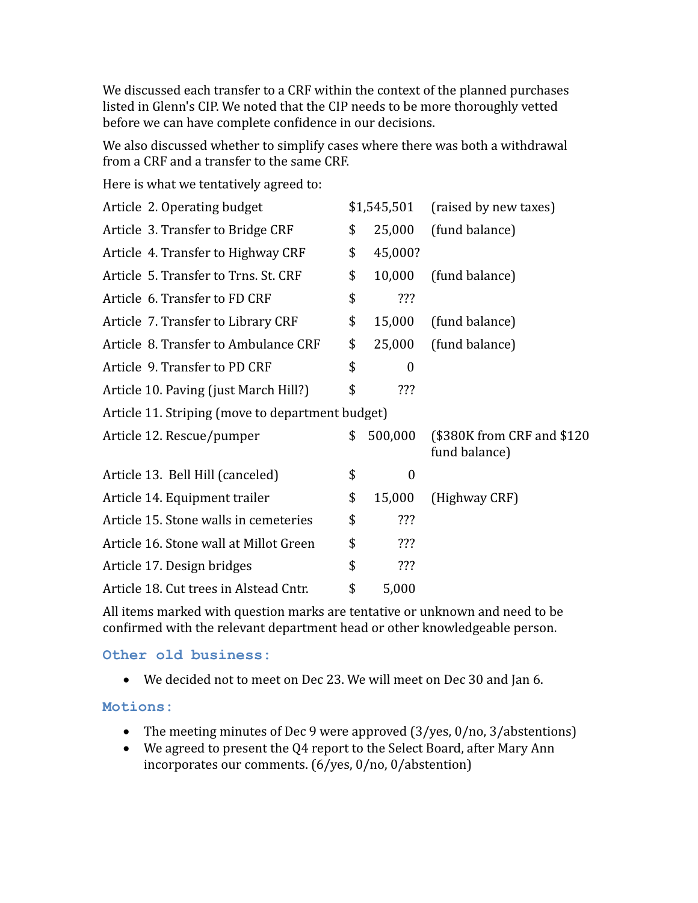We discussed each transfer to a CRF within the context of the planned purchases listed in Glenn's CIP. We noted that the CIP needs to be more thoroughly vetted before we can have complete confidence in our decisions.

We also discussed whether to simplify cases where there was both a withdrawal from a CRF and a transfer to the same CRF.

Here is what we tentatively agreed to:

| Article | Amount | Source |
|---|---|---|
| Article 2. Operating budget | $1,545,501 | (raised by new taxes) |
| Article 3. Transfer to Bridge CRF | $ 25,000 | (fund balance) |
| Article 4. Transfer to Highway CRF | $ 45,000? | |
| Article 5. Transfer to Trns. St. CRF | $ 10,000 | (fund balance) |
| Article 6. Transfer to FD CRF | $ ??? | |
| Article 7. Transfer to Library CRF | $ 15,000 | (fund balance) |
| Article 8. Transfer to Ambulance CRF | $ 25,000 | (fund balance) |
| Article 9. Transfer to PD CRF | $ 0 | |
| Article 10. Paving (just March Hill?) | $ ??? | |
| Article 11. Striping (move to department budget) | | |
| Article 12. Rescue/pumper | $ 500,000 | ($380K from CRF and $120 fund balance) |
| Article 13. Bell Hill (canceled) | $ 0 | |
| Article 14. Equipment trailer | $ 15,000 | (Highway CRF) |
| Article 15. Stone walls in cemeteries | $ ??? | |
| Article 16. Stone wall at Millot Green | $ ??? | |
| Article 17. Design bridges | $ ??? | |
| Article 18. Cut trees in Alstead Cntr. | $ 5,000 | |

All items marked with question marks are tentative or unknown and need to be confirmed with the relevant department head or other knowledgeable person.

### Other old business:

- We decided not to meet on Dec 23. We will meet on Dec 30 and Jan 6.

### Motions:

- The meeting minutes of Dec 9 were approved (3/yes, 0/no, 3/abstentions)
- We agreed to present the Q4 report to the Select Board, after Mary Ann incorporates our comments. (6/yes, 0/no, 0/abstention)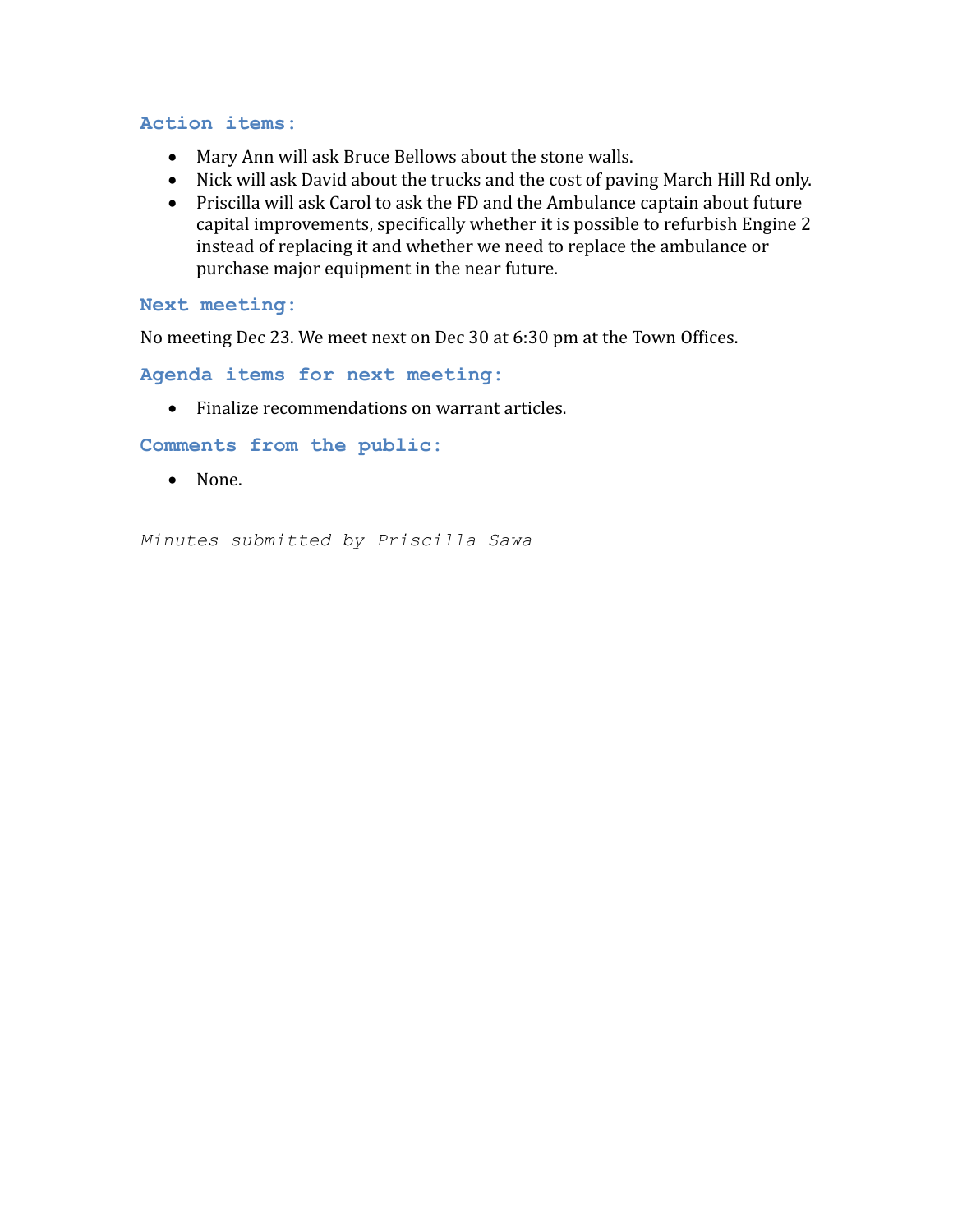### Action items:

- Mary Ann will ask Bruce Bellows about the stone walls.
- Nick will ask David about the trucks and the cost of paving March Hill Rd only.
- Priscilla will ask Carol to ask the FD and the Ambulance captain about future capital improvements, specifically whether it is possible to refurbish Engine 2 instead of replacing it and whether we need to replace the ambulance or purchase major equipment in the near future.

### Next meeting:

No meeting Dec 23. We meet next on Dec 30 at 6:30 pm at the Town Offices.

### Agenda items for next meeting:

- Finalize recommendations on warrant articles.

### Comments from the public:

- None.

*Minutes submitted by Priscilla Sawa*